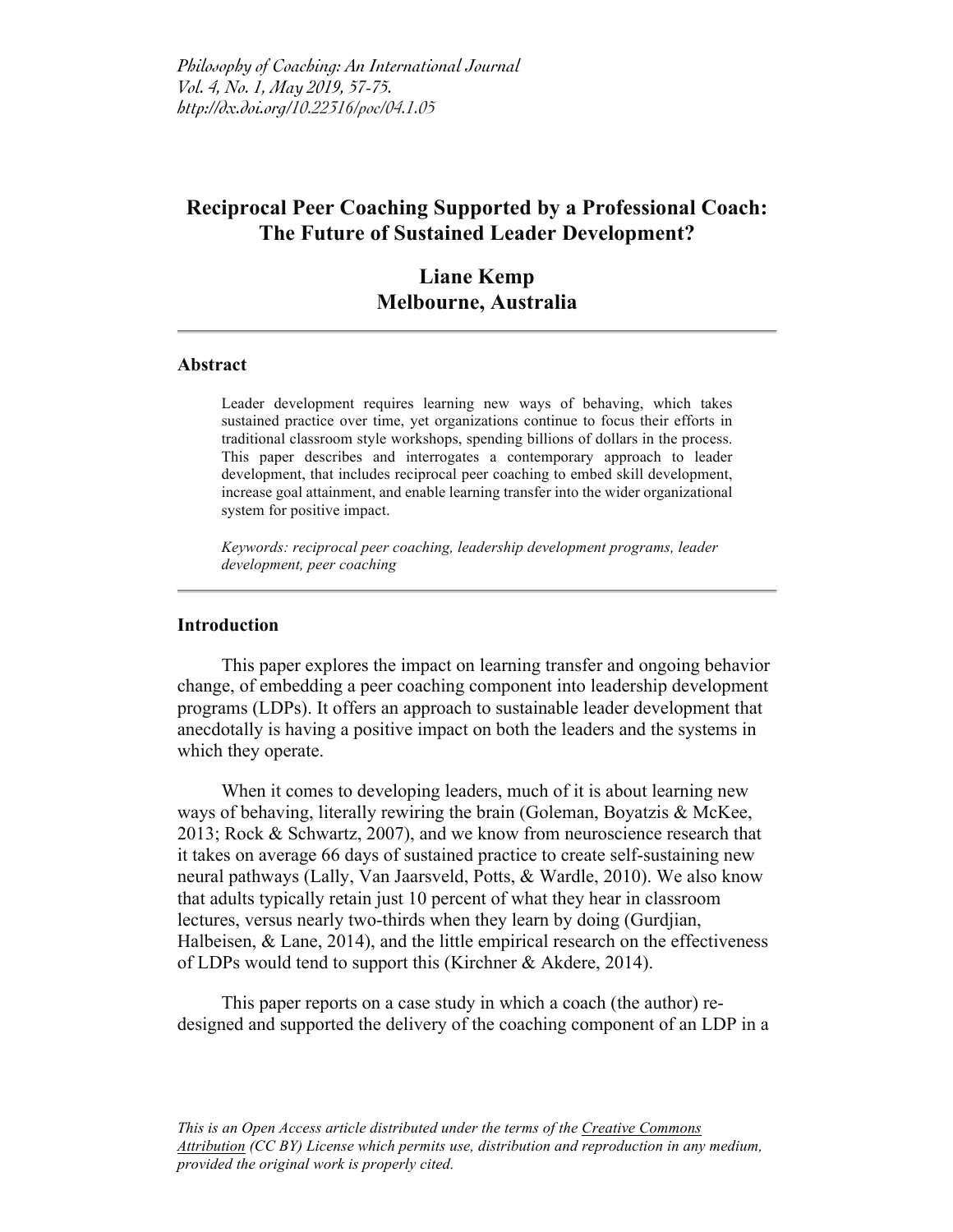*Philosophy of Coaching: An International Journal*
*Vol. 4, No. 1, May 2019, 57-75.*
*http://dx.doi.org/10.22316/poc/04.1.05*

# Reciprocal Peer Coaching Supported by a Professional Coach: The Future of Sustained Leader Development?

**Liane Kemp**
**Melbourne, Australia**

---

### Abstract

Leader development requires learning new ways of behaving, which takes sustained practice over time, yet organizations continue to focus their efforts in traditional classroom style workshops, spending billions of dollars in the process. This paper describes and interrogates a contemporary approach to leader development, that includes reciprocal peer coaching to embed skill development, increase goal attainment, and enable learning transfer into the wider organizational system for positive impact.

*Keywords: reciprocal peer coaching, leadership development programs, leader development, peer coaching*

---

### Introduction

This paper explores the impact on learning transfer and ongoing behavior change, of embedding a peer coaching component into leadership development programs (LDPs). It offers an approach to sustainable leader development that anecdotally is having a positive impact on both the leaders and the systems in which they operate.

When it comes to developing leaders, much of it is about learning new ways of behaving, literally rewiring the brain (Goleman, Boyatzis & McKee, 2013; Rock & Schwartz, 2007), and we know from neuroscience research that it takes on average 66 days of sustained practice to create self-sustaining new neural pathways (Lally, Van Jaarsveld, Potts, & Wardle, 2010). We also know that adults typically retain just 10 percent of what they hear in classroom lectures, versus nearly two-thirds when they learn by doing (Gurdjian, Halbeisen, & Lane, 2014), and the little empirical research on the effectiveness of LDPs would tend to support this (Kirchner & Akdere, 2014).

This paper reports on a case study in which a coach (the author) re-designed and supported the delivery of the coaching component of an LDP in a

*This is an Open Access article distributed under the terms of the Creative Commons Attribution (CC BY) License which permits use, distribution and reproduction in any medium, provided the original work is properly cited.*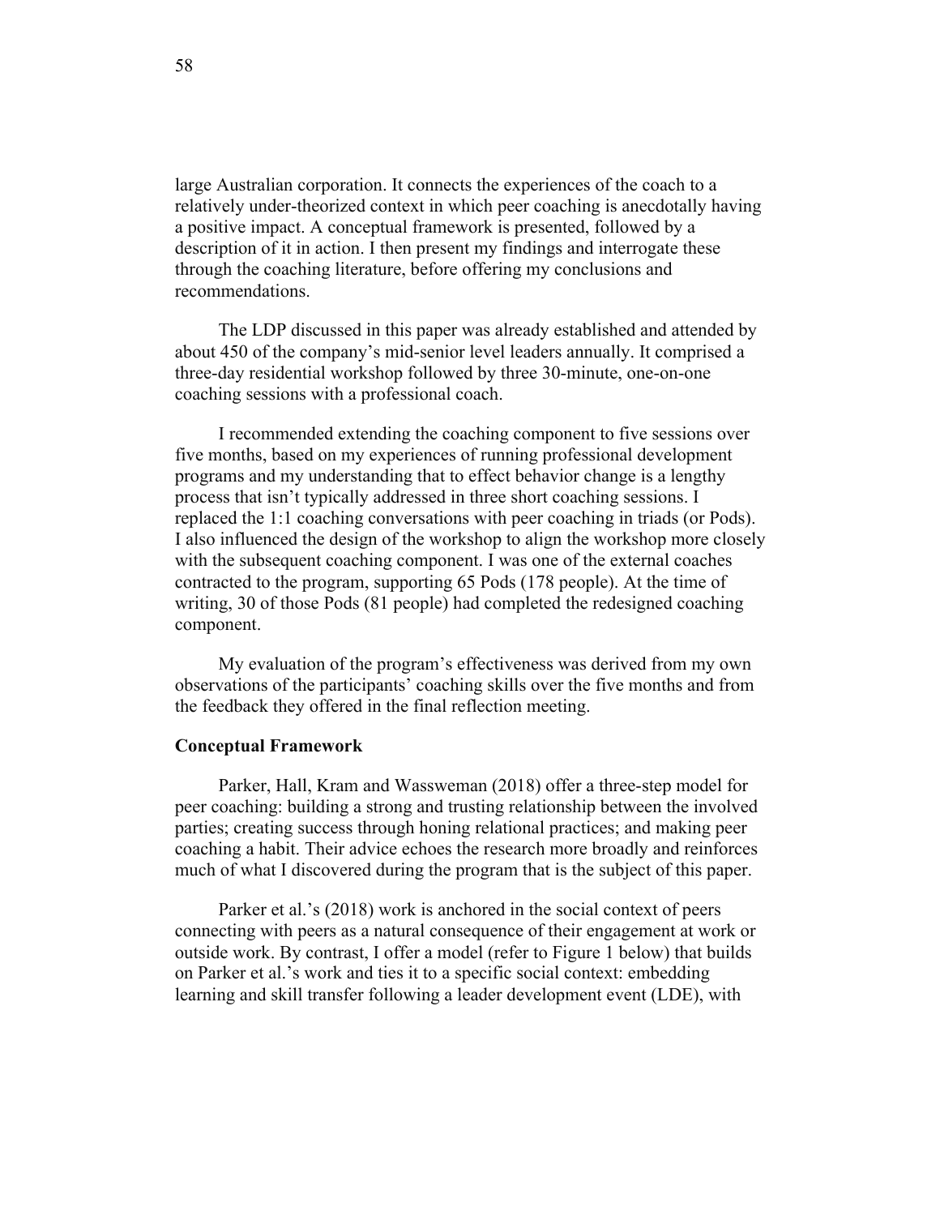large Australian corporation. It connects the experiences of the coach to a relatively under-theorized context in which peer coaching is anecdotally having a positive impact. A conceptual framework is presented, followed by a description of it in action. I then present my findings and interrogate these through the coaching literature, before offering my conclusions and recommendations.

The LDP discussed in this paper was already established and attended by about 450 of the company's mid-senior level leaders annually. It comprised a three-day residential workshop followed by three 30-minute, one-on-one coaching sessions with a professional coach.

I recommended extending the coaching component to five sessions over five months, based on my experiences of running professional development programs and my understanding that to effect behavior change is a lengthy process that isn't typically addressed in three short coaching sessions. I replaced the 1:1 coaching conversations with peer coaching in triads (or Pods). I also influenced the design of the workshop to align the workshop more closely with the subsequent coaching component. I was one of the external coaches contracted to the program, supporting 65 Pods (178 people). At the time of writing, 30 of those Pods (81 people) had completed the redesigned coaching component.

My evaluation of the program's effectiveness was derived from my own observations of the participants' coaching skills over the five months and from the feedback they offered in the final reflection meeting.

**Conceptual Framework**

Parker, Hall, Kram and Wassweman (2018) offer a three-step model for peer coaching: building a strong and trusting relationship between the involved parties; creating success through honing relational practices; and making peer coaching a habit. Their advice echoes the research more broadly and reinforces much of what I discovered during the program that is the subject of this paper.

Parker et al.'s (2018) work is anchored in the social context of peers connecting with peers as a natural consequence of their engagement at work or outside work. By contrast, I offer a model (refer to Figure 1 below) that builds on Parker et al.'s work and ties it to a specific social context: embedding learning and skill transfer following a leader development event (LDE), with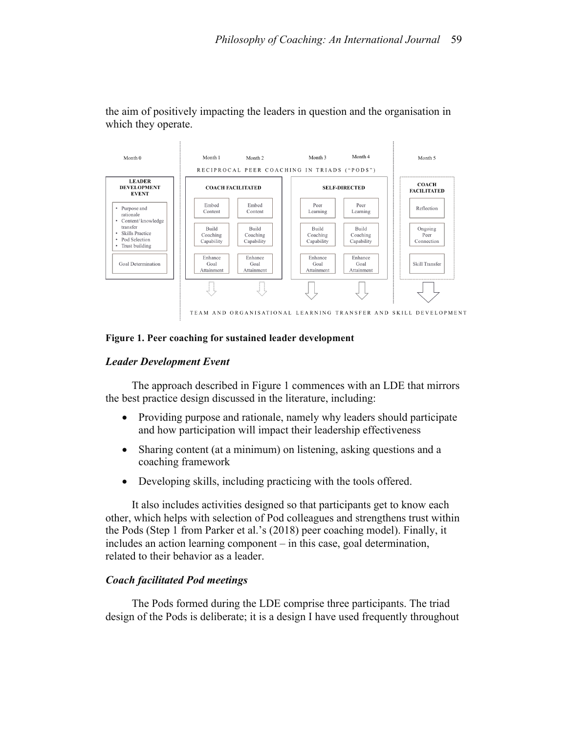the aim of positively impacting the leaders in question and the organisation in which they operate.

**Figure 1. Peer coaching for sustained leader development**

### *Leader Development Event*

The approach described in Figure 1 commences with an LDE that mirrors the best practice design discussed in the literature, including:

- Providing purpose and rationale, namely why leaders should participate and how participation will impact their leadership effectiveness
- Sharing content (at a minimum) on listening, asking questions and a coaching framework
- Developing skills, including practicing with the tools offered.

It also includes activities designed so that participants get to know each other, which helps with selection of Pod colleagues and strengthens trust within the Pods (Step 1 from Parker et al.'s (2018) peer coaching model). Finally, it includes an action learning component – in this case, goal determination, related to their behavior as a leader.

### *Coach facilitated Pod meetings*

The Pods formed during the LDE comprise three participants. The triad design of the Pods is deliberate; it is a design I have used frequently throughout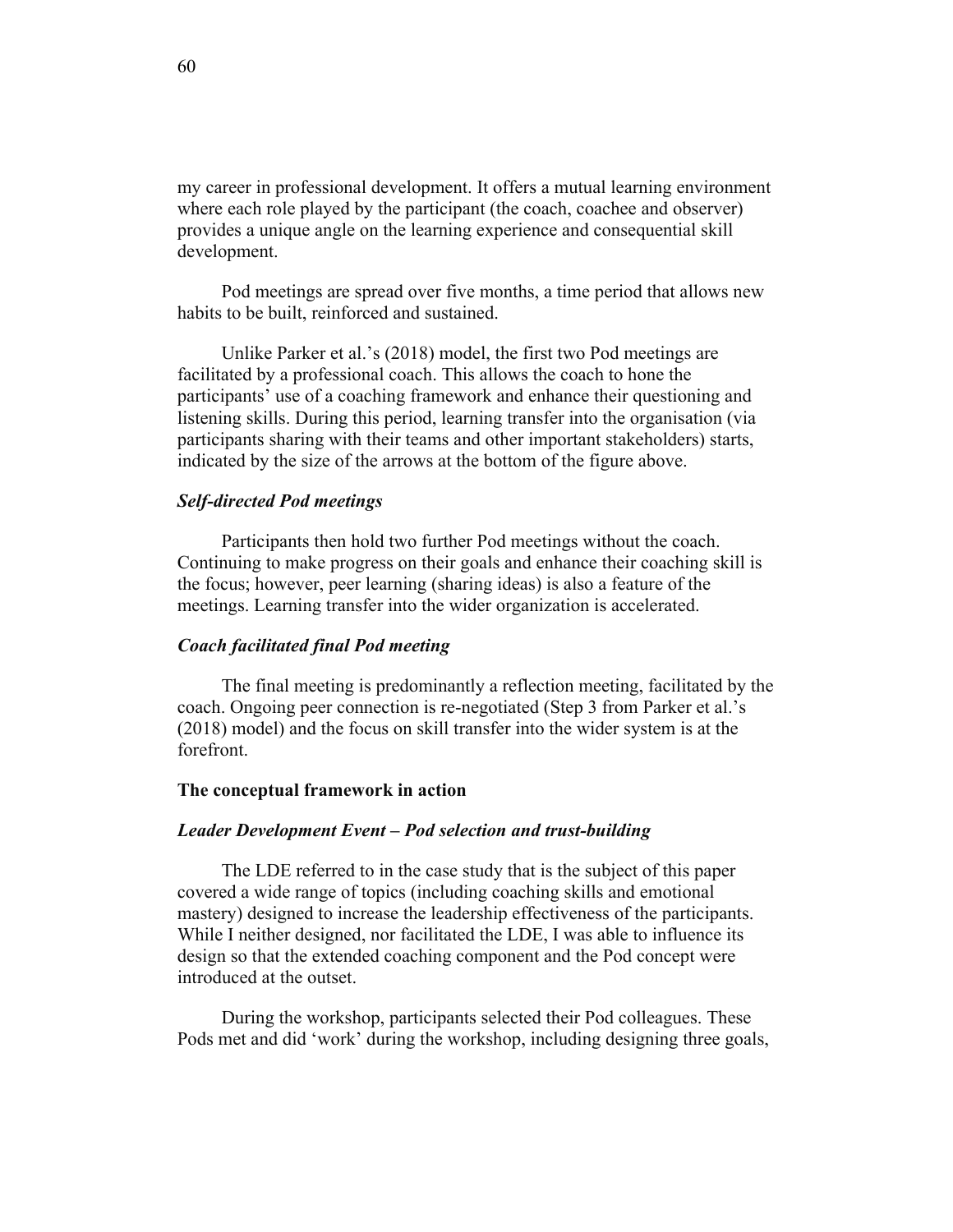my career in professional development. It offers a mutual learning environment where each role played by the participant (the coach, coachee and observer) provides a unique angle on the learning experience and consequential skill development.

Pod meetings are spread over five months, a time period that allows new habits to be built, reinforced and sustained.

Unlike Parker et al.'s (2018) model, the first two Pod meetings are facilitated by a professional coach. This allows the coach to hone the participants' use of a coaching framework and enhance their questioning and listening skills. During this period, learning transfer into the organisation (via participants sharing with their teams and other important stakeholders) starts, indicated by the size of the arrows at the bottom of the figure above.

### *Self-directed Pod meetings*

Participants then hold two further Pod meetings without the coach. Continuing to make progress on their goals and enhance their coaching skill is the focus; however, peer learning (sharing ideas) is also a feature of the meetings. Learning transfer into the wider organization is accelerated.

### *Coach facilitated final Pod meeting*

The final meeting is predominantly a reflection meeting, facilitated by the coach. Ongoing peer connection is re-negotiated (Step 3 from Parker et al.'s (2018) model) and the focus on skill transfer into the wider system is at the forefront.

## **The conceptual framework in action**

### *Leader Development Event – Pod selection and trust-building*

The LDE referred to in the case study that is the subject of this paper covered a wide range of topics (including coaching skills and emotional mastery) designed to increase the leadership effectiveness of the participants. While I neither designed, nor facilitated the LDE, I was able to influence its design so that the extended coaching component and the Pod concept were introduced at the outset.

During the workshop, participants selected their Pod colleagues. These Pods met and did 'work' during the workshop, including designing three goals,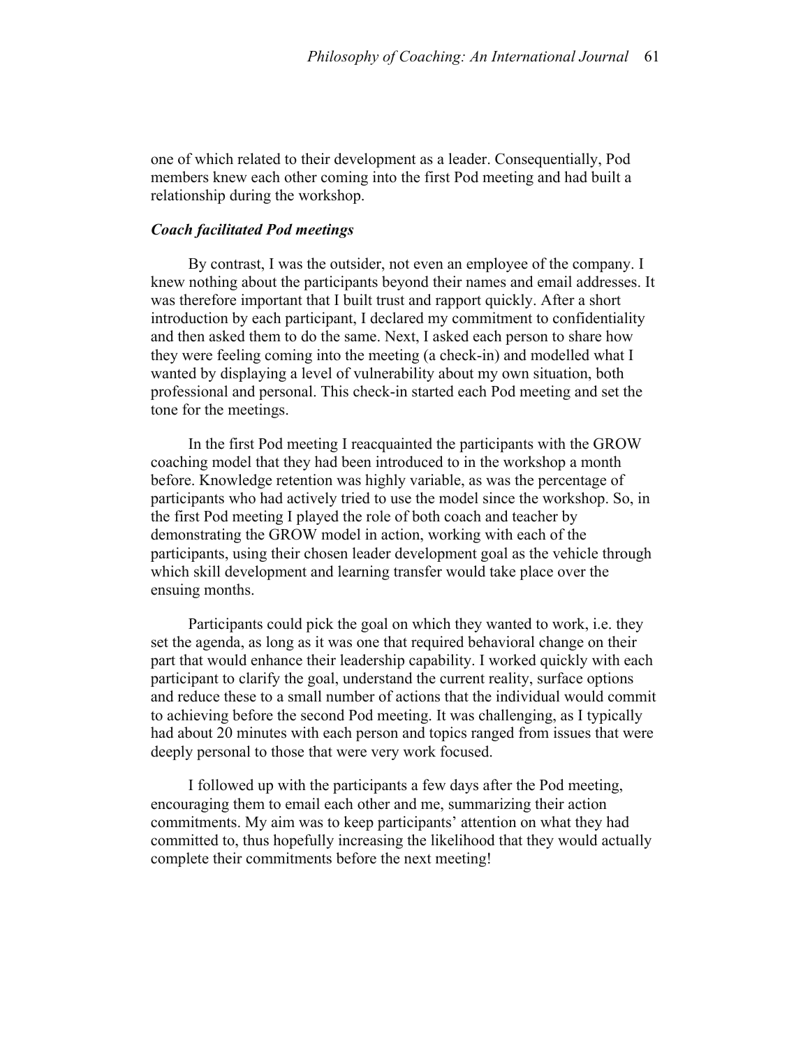one of which related to their development as a leader. Consequentially, Pod members knew each other coming into the first Pod meeting and had built a relationship during the workshop.

### *Coach facilitated Pod meetings*

By contrast, I was the outsider, not even an employee of the company. I knew nothing about the participants beyond their names and email addresses. It was therefore important that I built trust and rapport quickly. After a short introduction by each participant, I declared my commitment to confidentiality and then asked them to do the same. Next, I asked each person to share how they were feeling coming into the meeting (a check-in) and modelled what I wanted by displaying a level of vulnerability about my own situation, both professional and personal. This check-in started each Pod meeting and set the tone for the meetings.

In the first Pod meeting I reacquainted the participants with the GROW coaching model that they had been introduced to in the workshop a month before. Knowledge retention was highly variable, as was the percentage of participants who had actively tried to use the model since the workshop. So, in the first Pod meeting I played the role of both coach and teacher by demonstrating the GROW model in action, working with each of the participants, using their chosen leader development goal as the vehicle through which skill development and learning transfer would take place over the ensuing months.

Participants could pick the goal on which they wanted to work, i.e. they set the agenda, as long as it was one that required behavioral change on their part that would enhance their leadership capability. I worked quickly with each participant to clarify the goal, understand the current reality, surface options and reduce these to a small number of actions that the individual would commit to achieving before the second Pod meeting. It was challenging, as I typically had about 20 minutes with each person and topics ranged from issues that were deeply personal to those that were very work focused.

I followed up with the participants a few days after the Pod meeting, encouraging them to email each other and me, summarizing their action commitments. My aim was to keep participants' attention on what they had committed to, thus hopefully increasing the likelihood that they would actually complete their commitments before the next meeting!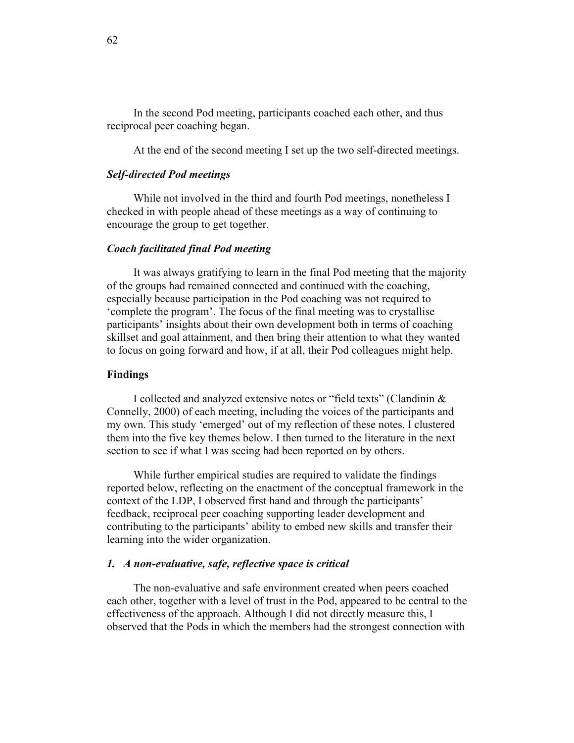In the second Pod meeting, participants coached each other, and thus reciprocal peer coaching began.

At the end of the second meeting I set up the two self-directed meetings.

### *Self-directed Pod meetings*

While not involved in the third and fourth Pod meetings, nonetheless I checked in with people ahead of these meetings as a way of continuing to encourage the group to get together.

### *Coach facilitated final Pod meeting*

It was always gratifying to learn in the final Pod meeting that the majority of the groups had remained connected and continued with the coaching, especially because participation in the Pod coaching was not required to 'complete the program'. The focus of the final meeting was to crystallise participants' insights about their own development both in terms of coaching skillset and goal attainment, and then bring their attention to what they wanted to focus on going forward and how, if at all, their Pod colleagues might help.

## Findings

I collected and analyzed extensive notes or "field texts" (Clandinin & Connelly, 2000) of each meeting, including the voices of the participants and my own. This study 'emerged' out of my reflection of these notes. I clustered them into the five key themes below. I then turned to the literature in the next section to see if what I was seeing had been reported on by others.

While further empirical studies are required to validate the findings reported below, reflecting on the enactment of the conceptual framework in the context of the LDP, I observed first hand and through the participants' feedback, reciprocal peer coaching supporting leader development and contributing to the participants' ability to embed new skills and transfer their learning into the wider organization.

### *1. A non-evaluative, safe, reflective space is critical*

The non-evaluative and safe environment created when peers coached each other, together with a level of trust in the Pod, appeared to be central to the effectiveness of the approach. Although I did not directly measure this, I observed that the Pods in which the members had the strongest connection with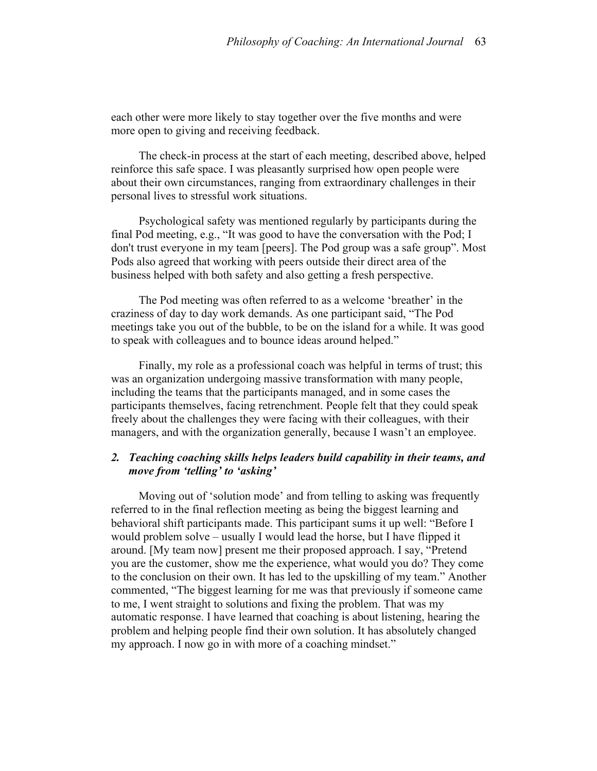each other were more likely to stay together over the five months and were more open to giving and receiving feedback.

The check-in process at the start of each meeting, described above, helped reinforce this safe space. I was pleasantly surprised how open people were about their own circumstances, ranging from extraordinary challenges in their personal lives to stressful work situations.

Psychological safety was mentioned regularly by participants during the final Pod meeting, e.g., "It was good to have the conversation with the Pod; I don't trust everyone in my team [peers]. The Pod group was a safe group". Most Pods also agreed that working with peers outside their direct area of the business helped with both safety and also getting a fresh perspective.

The Pod meeting was often referred to as a welcome 'breather' in the craziness of day to day work demands. As one participant said, "The Pod meetings take you out of the bubble, to be on the island for a while. It was good to speak with colleagues and to bounce ideas around helped."

Finally, my role as a professional coach was helpful in terms of trust; this was an organization undergoing massive transformation with many people, including the teams that the participants managed, and in some cases the participants themselves, facing retrenchment. People felt that they could speak freely about the challenges they were facing with their colleagues, with their managers, and with the organization generally, because I wasn't an employee.

### *2. Teaching coaching skills helps leaders build capability in their teams, and move from 'telling' to 'asking'*

Moving out of 'solution mode' and from telling to asking was frequently referred to in the final reflection meeting as being the biggest learning and behavioral shift participants made. This participant sums it up well: "Before I would problem solve – usually I would lead the horse, but I have flipped it around. [My team now] present me their proposed approach. I say, "Pretend you are the customer, show me the experience, what would you do? They come to the conclusion on their own. It has led to the upskilling of my team." Another commented, "The biggest learning for me was that previously if someone came to me, I went straight to solutions and fixing the problem. That was my automatic response. I have learned that coaching is about listening, hearing the problem and helping people find their own solution. It has absolutely changed my approach. I now go in with more of a coaching mindset."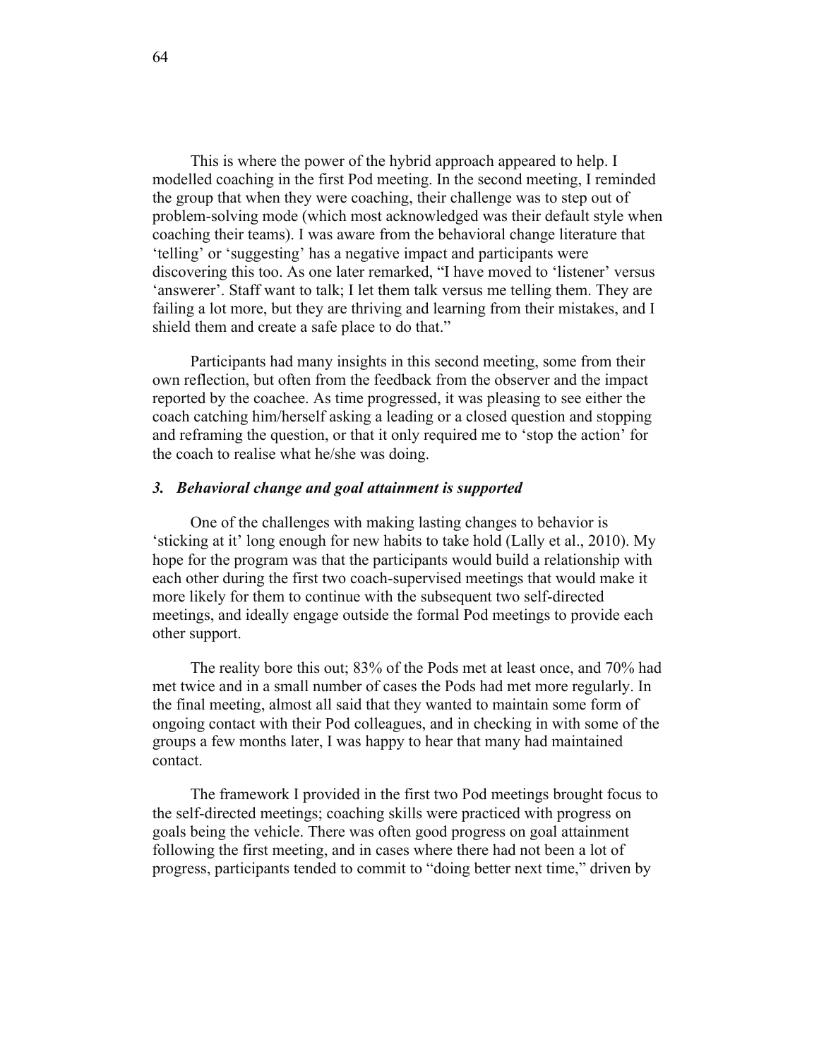This is where the power of the hybrid approach appeared to help. I modelled coaching in the first Pod meeting. In the second meeting, I reminded the group that when they were coaching, their challenge was to step out of problem-solving mode (which most acknowledged was their default style when coaching their teams). I was aware from the behavioral change literature that 'telling' or 'suggesting' has a negative impact and participants were discovering this too. As one later remarked, "I have moved to 'listener' versus 'answerer'. Staff want to talk; I let them talk versus me telling them. They are failing a lot more, but they are thriving and learning from their mistakes, and I shield them and create a safe place to do that."

Participants had many insights in this second meeting, some from their own reflection, but often from the feedback from the observer and the impact reported by the coachee. As time progressed, it was pleasing to see either the coach catching him/herself asking a leading or a closed question and stopping and reframing the question, or that it only required me to 'stop the action' for the coach to realise what he/she was doing.

### *3. Behavioral change and goal attainment is supported*

One of the challenges with making lasting changes to behavior is 'sticking at it' long enough for new habits to take hold (Lally et al., 2010). My hope for the program was that the participants would build a relationship with each other during the first two coach-supervised meetings that would make it more likely for them to continue with the subsequent two self-directed meetings, and ideally engage outside the formal Pod meetings to provide each other support.

The reality bore this out; 83% of the Pods met at least once, and 70% had met twice and in a small number of cases the Pods had met more regularly. In the final meeting, almost all said that they wanted to maintain some form of ongoing contact with their Pod colleagues, and in checking in with some of the groups a few months later, I was happy to hear that many had maintained contact.

The framework I provided in the first two Pod meetings brought focus to the self-directed meetings; coaching skills were practiced with progress on goals being the vehicle. There was often good progress on goal attainment following the first meeting, and in cases where there had not been a lot of progress, participants tended to commit to "doing better next time," driven by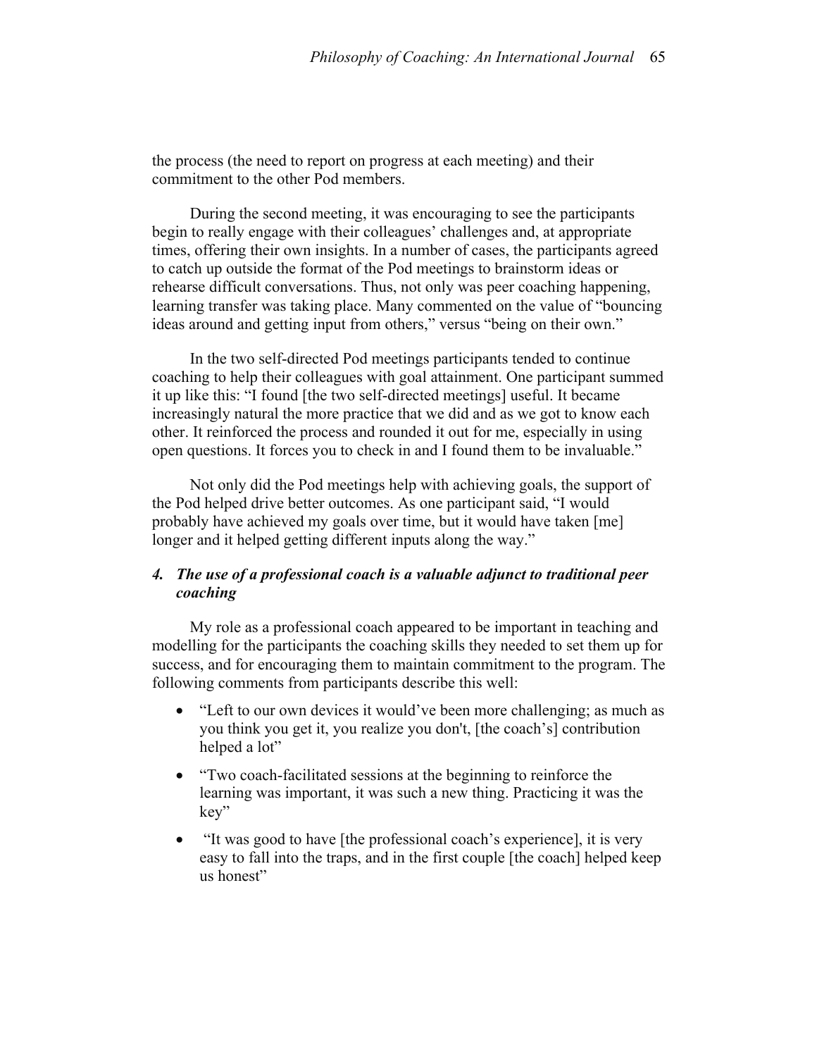the process (the need to report on progress at each meeting) and their commitment to the other Pod members.

During the second meeting, it was encouraging to see the participants begin to really engage with their colleagues' challenges and, at appropriate times, offering their own insights. In a number of cases, the participants agreed to catch up outside the format of the Pod meetings to brainstorm ideas or rehearse difficult conversations. Thus, not only was peer coaching happening, learning transfer was taking place. Many commented on the value of "bouncing ideas around and getting input from others," versus "being on their own."

In the two self-directed Pod meetings participants tended to continue coaching to help their colleagues with goal attainment. One participant summed it up like this: "I found [the two self-directed meetings] useful. It became increasingly natural the more practice that we did and as we got to know each other. It reinforced the process and rounded it out for me, especially in using open questions. It forces you to check in and I found them to be invaluable."

Not only did the Pod meetings help with achieving goals, the support of the Pod helped drive better outcomes. As one participant said, "I would probably have achieved my goals over time, but it would have taken [me] longer and it helped getting different inputs along the way."

### *4. The use of a professional coach is a valuable adjunct to traditional peer coaching*

My role as a professional coach appeared to be important in teaching and modelling for the participants the coaching skills they needed to set them up for success, and for encouraging them to maintain commitment to the program. The following comments from participants describe this well:

- "Left to our own devices it would've been more challenging; as much as you think you get it, you realize you don't, [the coach's] contribution helped a lot"
- "Two coach-facilitated sessions at the beginning to reinforce the learning was important, it was such a new thing. Practicing it was the key"
- "It was good to have [the professional coach's experience], it is very easy to fall into the traps, and in the first couple [the coach] helped keep us honest"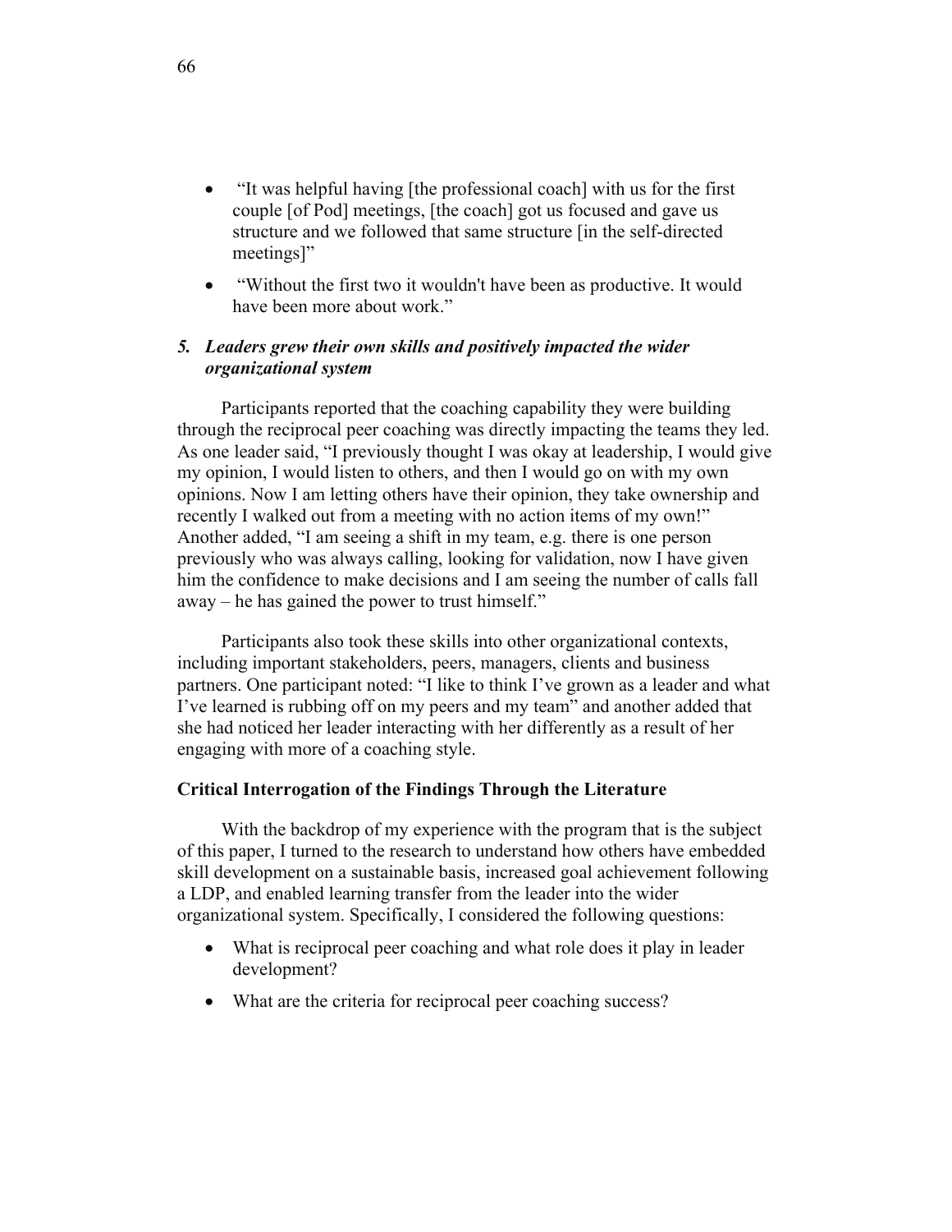- "It was helpful having [the professional coach] with us for the first couple [of Pod] meetings, [the coach] got us focused and gave us structure and we followed that same structure [in the self-directed meetings]"
- "Without the first two it wouldn't have been as productive. It would have been more about work."

### *5. Leaders grew their own skills and positively impacted the wider organizational system*

Participants reported that the coaching capability they were building through the reciprocal peer coaching was directly impacting the teams they led. As one leader said, "I previously thought I was okay at leadership, I would give my opinion, I would listen to others, and then I would go on with my own opinions. Now I am letting others have their opinion, they take ownership and recently I walked out from a meeting with no action items of my own!" Another added, "I am seeing a shift in my team, e.g. there is one person previously who was always calling, looking for validation, now I have given him the confidence to make decisions and I am seeing the number of calls fall away – he has gained the power to trust himself."

Participants also took these skills into other organizational contexts, including important stakeholders, peers, managers, clients and business partners. One participant noted: "I like to think I've grown as a leader and what I've learned is rubbing off on my peers and my team" and another added that she had noticed her leader interacting with her differently as a result of her engaging with more of a coaching style.

## Critical Interrogation of the Findings Through the Literature

With the backdrop of my experience with the program that is the subject of this paper, I turned to the research to understand how others have embedded skill development on a sustainable basis, increased goal achievement following a LDP, and enabled learning transfer from the leader into the wider organizational system. Specifically, I considered the following questions:

- What is reciprocal peer coaching and what role does it play in leader development?
- What are the criteria for reciprocal peer coaching success?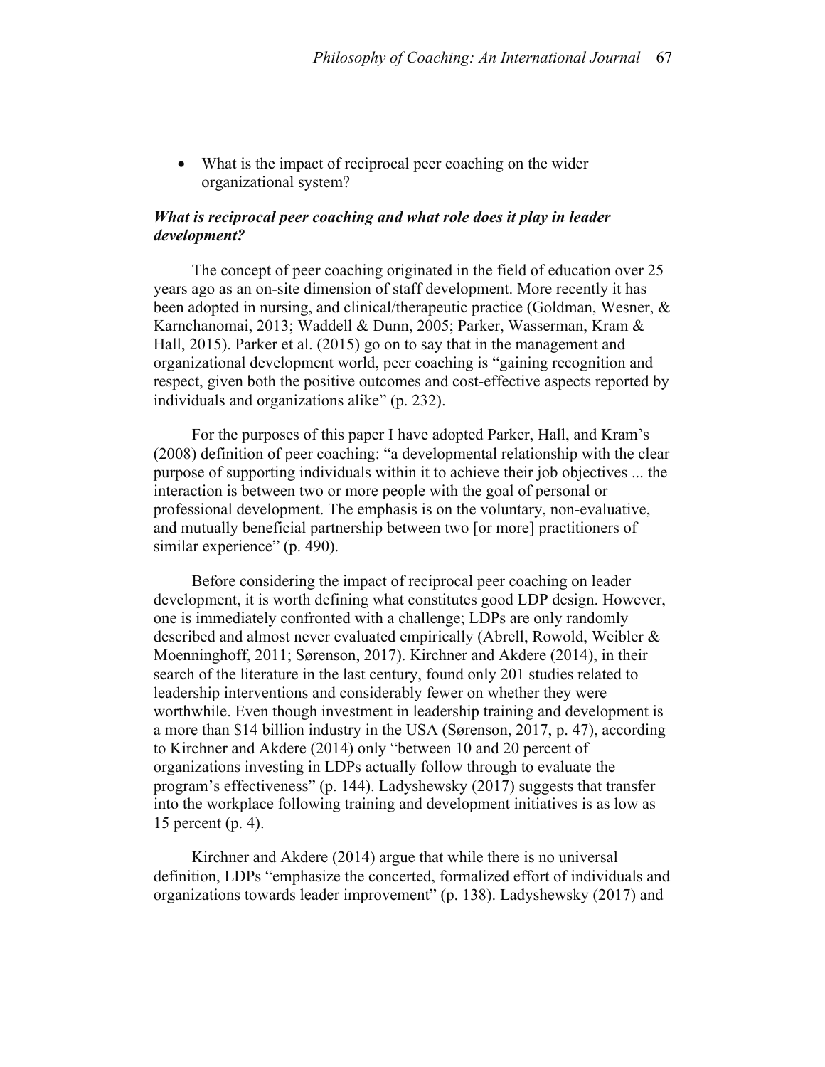- What is the impact of reciprocal peer coaching on the wider organizational system?

### *What is reciprocal peer coaching and what role does it play in leader development?*

The concept of peer coaching originated in the field of education over 25 years ago as an on-site dimension of staff development. More recently it has been adopted in nursing, and clinical/therapeutic practice (Goldman, Wesner, & Karnchanomai, 2013; Waddell & Dunn, 2005; Parker, Wasserman, Kram & Hall, 2015). Parker et al. (2015) go on to say that in the management and organizational development world, peer coaching is "gaining recognition and respect, given both the positive outcomes and cost-effective aspects reported by individuals and organizations alike" (p. 232).

For the purposes of this paper I have adopted Parker, Hall, and Kram's (2008) definition of peer coaching: "a developmental relationship with the clear purpose of supporting individuals within it to achieve their job objectives ... the interaction is between two or more people with the goal of personal or professional development. The emphasis is on the voluntary, non-evaluative, and mutually beneficial partnership between two [or more] practitioners of similar experience" (p. 490).

Before considering the impact of reciprocal peer coaching on leader development, it is worth defining what constitutes good LDP design. However, one is immediately confronted with a challenge; LDPs are only randomly described and almost never evaluated empirically (Abrell, Rowold, Weibler & Moenninghoff, 2011; Sørenson, 2017). Kirchner and Akdere (2014), in their search of the literature in the last century, found only 201 studies related to leadership interventions and considerably fewer on whether they were worthwhile. Even though investment in leadership training and development is a more than $14 billion industry in the USA (Sørenson, 2017, p. 47), according to Kirchner and Akdere (2014) only "between 10 and 20 percent of organizations investing in LDPs actually follow through to evaluate the program's effectiveness" (p. 144). Ladyshewsky (2017) suggests that transfer into the workplace following training and development initiatives is as low as 15 percent (p. 4).

Kirchner and Akdere (2014) argue that while there is no universal definition, LDPs "emphasize the concerted, formalized effort of individuals and organizations towards leader improvement" (p. 138). Ladyshewsky (2017) and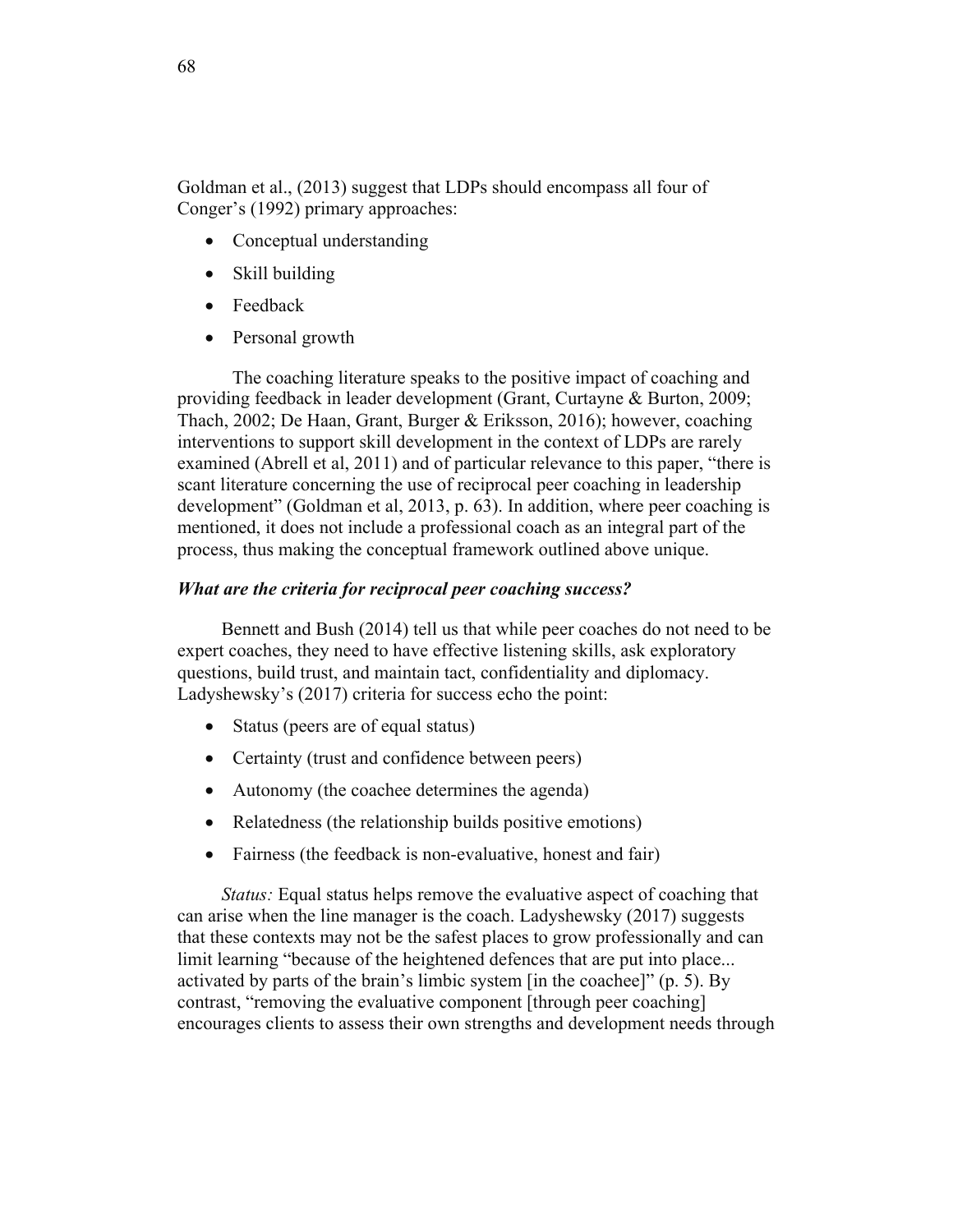Goldman et al., (2013) suggest that LDPs should encompass all four of Conger's (1992) primary approaches:

- Conceptual understanding
- Skill building
- Feedback
- Personal growth

The coaching literature speaks to the positive impact of coaching and providing feedback in leader development (Grant, Curtayne & Burton, 2009; Thach, 2002; De Haan, Grant, Burger & Eriksson, 2016); however, coaching interventions to support skill development in the context of LDPs are rarely examined (Abrell et al, 2011) and of particular relevance to this paper, "there is scant literature concerning the use of reciprocal peer coaching in leadership development" (Goldman et al, 2013, p. 63). In addition, where peer coaching is mentioned, it does not include a professional coach as an integral part of the process, thus making the conceptual framework outlined above unique.

### *What are the criteria for reciprocal peer coaching success?*

Bennett and Bush (2014) tell us that while peer coaches do not need to be expert coaches, they need to have effective listening skills, ask exploratory questions, build trust, and maintain tact, confidentiality and diplomacy. Ladyshewsky's (2017) criteria for success echo the point:

- Status (peers are of equal status)
- Certainty (trust and confidence between peers)
- Autonomy (the coachee determines the agenda)
- Relatedness (the relationship builds positive emotions)
- Fairness (the feedback is non-evaluative, honest and fair)

*Status:* Equal status helps remove the evaluative aspect of coaching that can arise when the line manager is the coach. Ladyshewsky (2017) suggests that these contexts may not be the safest places to grow professionally and can limit learning "because of the heightened defences that are put into place... activated by parts of the brain's limbic system [in the coachee]" (p. 5). By contrast, "removing the evaluative component [through peer coaching] encourages clients to assess their own strengths and development needs through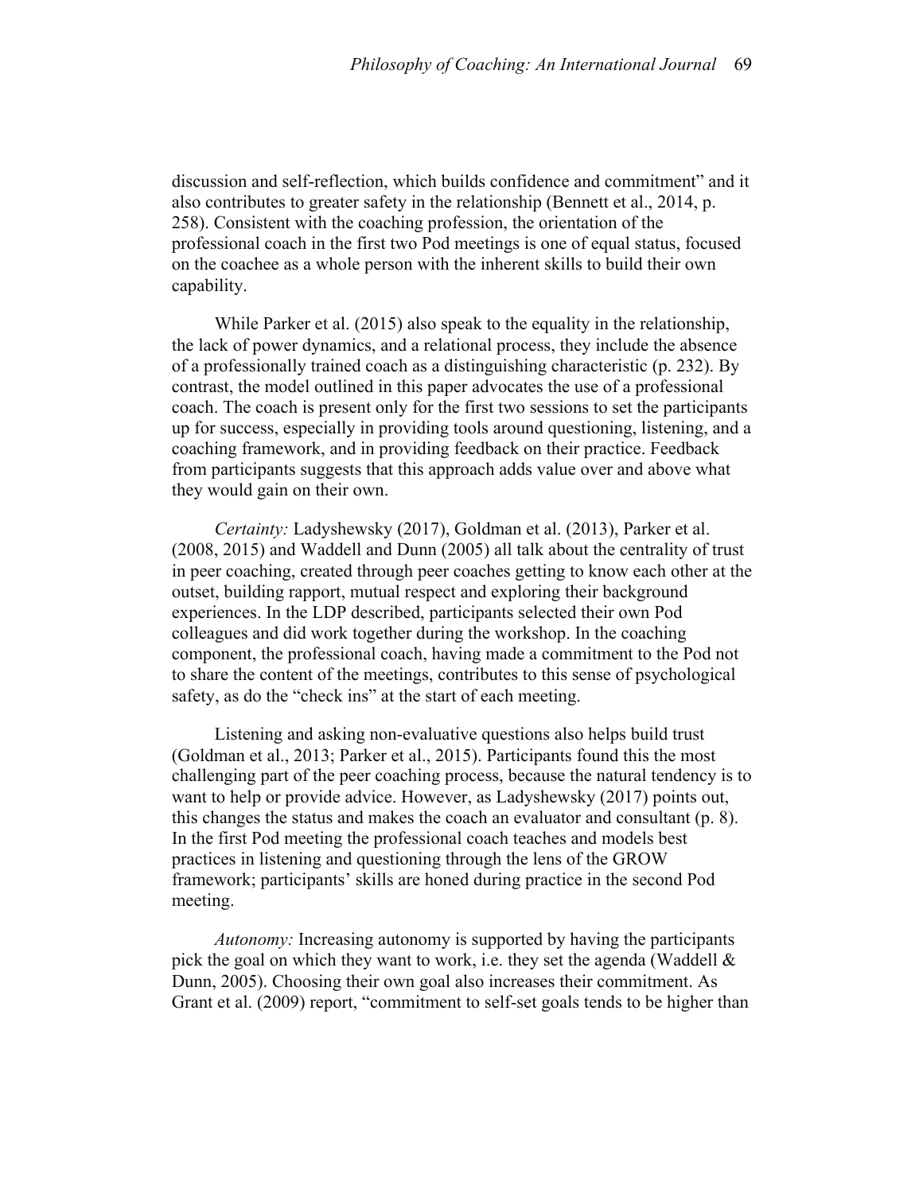discussion and self-reflection, which builds confidence and commitment" and it also contributes to greater safety in the relationship (Bennett et al., 2014, p. 258). Consistent with the coaching profession, the orientation of the professional coach in the first two Pod meetings is one of equal status, focused on the coachee as a whole person with the inherent skills to build their own capability.

While Parker et al. (2015) also speak to the equality in the relationship, the lack of power dynamics, and a relational process, they include the absence of a professionally trained coach as a distinguishing characteristic (p. 232). By contrast, the model outlined in this paper advocates the use of a professional coach. The coach is present only for the first two sessions to set the participants up for success, especially in providing tools around questioning, listening, and a coaching framework, and in providing feedback on their practice. Feedback from participants suggests that this approach adds value over and above what they would gain on their own.

*Certainty:* Ladyshewsky (2017), Goldman et al. (2013), Parker et al. (2008, 2015) and Waddell and Dunn (2005) all talk about the centrality of trust in peer coaching, created through peer coaches getting to know each other at the outset, building rapport, mutual respect and exploring their background experiences. In the LDP described, participants selected their own Pod colleagues and did work together during the workshop. In the coaching component, the professional coach, having made a commitment to the Pod not to share the content of the meetings, contributes to this sense of psychological safety, as do the "check ins" at the start of each meeting.

Listening and asking non-evaluative questions also helps build trust (Goldman et al., 2013; Parker et al., 2015). Participants found this the most challenging part of the peer coaching process, because the natural tendency is to want to help or provide advice. However, as Ladyshewsky (2017) points out, this changes the status and makes the coach an evaluator and consultant (p. 8). In the first Pod meeting the professional coach teaches and models best practices in listening and questioning through the lens of the GROW framework; participants' skills are honed during practice in the second Pod meeting.

*Autonomy:* Increasing autonomy is supported by having the participants pick the goal on which they want to work, i.e. they set the agenda (Waddell & Dunn, 2005). Choosing their own goal also increases their commitment. As Grant et al. (2009) report, "commitment to self-set goals tends to be higher than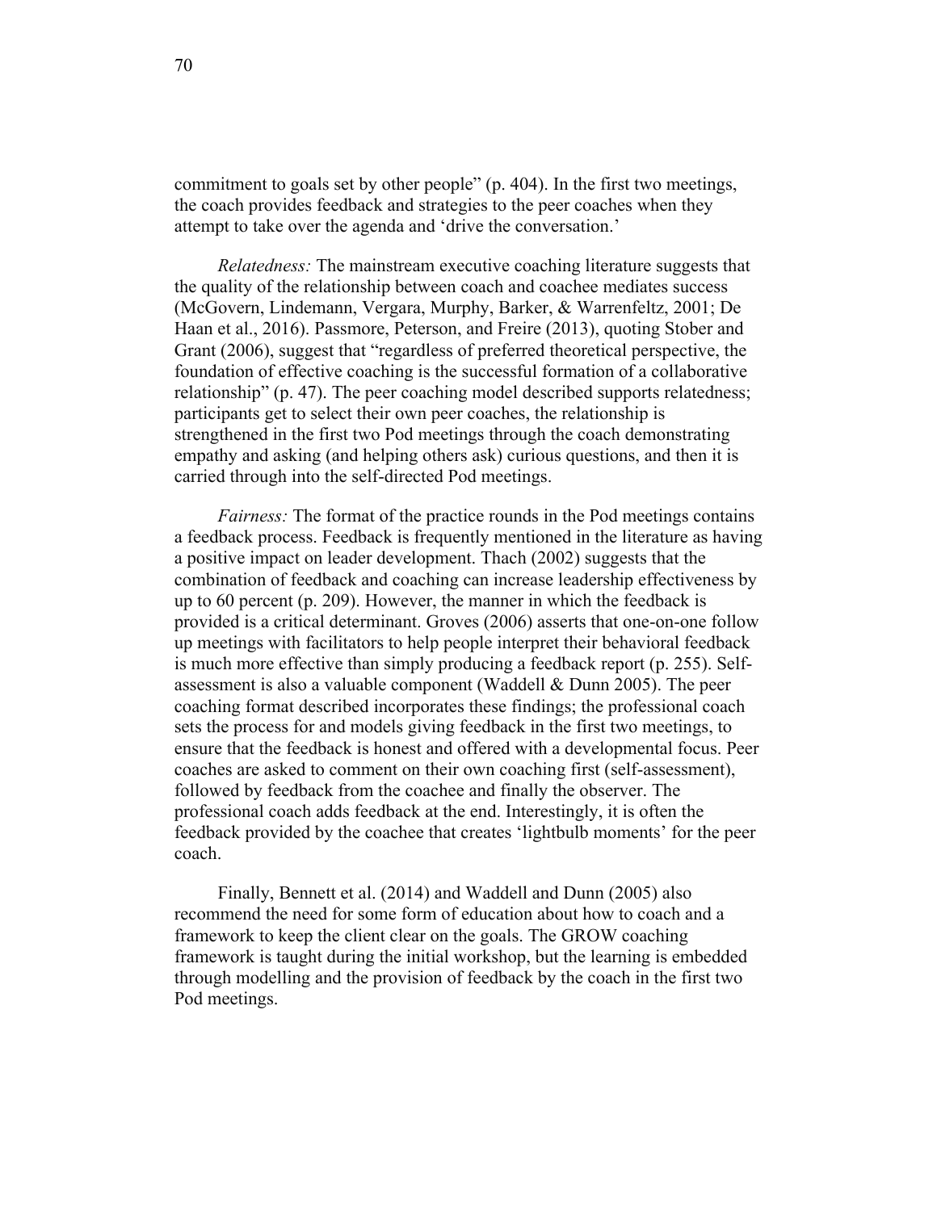commitment to goals set by other people" (p. 404). In the first two meetings, the coach provides feedback and strategies to the peer coaches when they attempt to take over the agenda and 'drive the conversation.'

*Relatedness:* The mainstream executive coaching literature suggests that the quality of the relationship between coach and coachee mediates success (McGovern, Lindemann, Vergara, Murphy, Barker, & Warrenfeltz, 2001; De Haan et al., 2016). Passmore, Peterson, and Freire (2013), quoting Stober and Grant (2006), suggest that "regardless of preferred theoretical perspective, the foundation of effective coaching is the successful formation of a collaborative relationship" (p. 47). The peer coaching model described supports relatedness; participants get to select their own peer coaches, the relationship is strengthened in the first two Pod meetings through the coach demonstrating empathy and asking (and helping others ask) curious questions, and then it is carried through into the self-directed Pod meetings.

*Fairness:* The format of the practice rounds in the Pod meetings contains a feedback process. Feedback is frequently mentioned in the literature as having a positive impact on leader development. Thach (2002) suggests that the combination of feedback and coaching can increase leadership effectiveness by up to 60 percent (p. 209). However, the manner in which the feedback is provided is a critical determinant. Groves (2006) asserts that one-on-one follow up meetings with facilitators to help people interpret their behavioral feedback is much more effective than simply producing a feedback report (p. 255). Self-assessment is also a valuable component (Waddell & Dunn 2005). The peer coaching format described incorporates these findings; the professional coach sets the process for and models giving feedback in the first two meetings, to ensure that the feedback is honest and offered with a developmental focus. Peer coaches are asked to comment on their own coaching first (self-assessment), followed by feedback from the coachee and finally the observer. The professional coach adds feedback at the end. Interestingly, it is often the feedback provided by the coachee that creates 'lightbulb moments' for the peer coach.

Finally, Bennett et al. (2014) and Waddell and Dunn (2005) also recommend the need for some form of education about how to coach and a framework to keep the client clear on the goals. The GROW coaching framework is taught during the initial workshop, but the learning is embedded through modelling and the provision of feedback by the coach in the first two Pod meetings.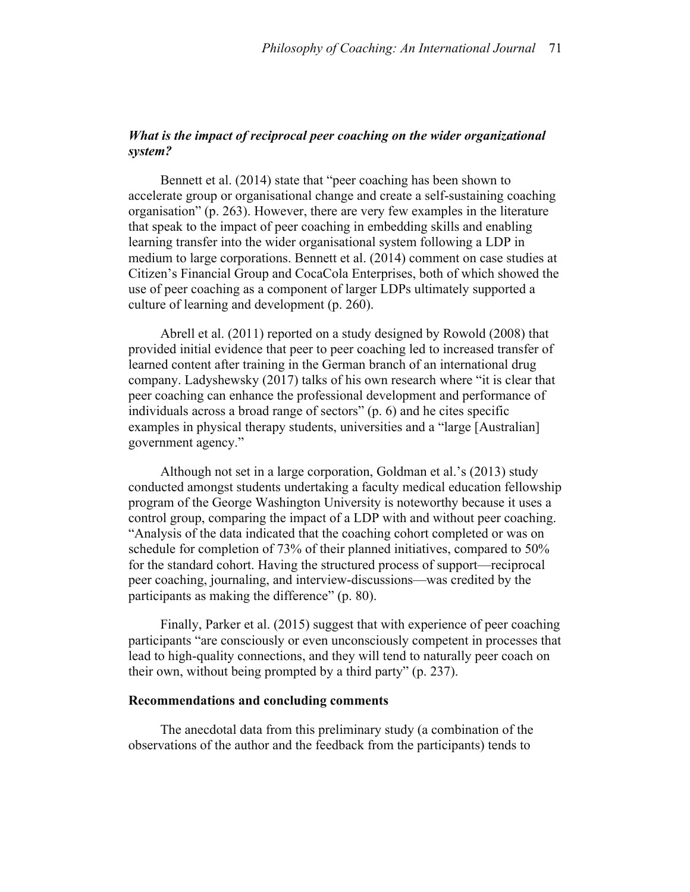### *What is the impact of reciprocal peer coaching on the wider organizational system?*

Bennett et al. (2014) state that "peer coaching has been shown to accelerate group or organisational change and create a self-sustaining coaching organisation" (p. 263). However, there are very few examples in the literature that speak to the impact of peer coaching in embedding skills and enabling learning transfer into the wider organisational system following a LDP in medium to large corporations. Bennett et al. (2014) comment on case studies at Citizen's Financial Group and CocaCola Enterprises, both of which showed the use of peer coaching as a component of larger LDPs ultimately supported a culture of learning and development (p. 260).

Abrell et al. (2011) reported on a study designed by Rowold (2008) that provided initial evidence that peer to peer coaching led to increased transfer of learned content after training in the German branch of an international drug company. Ladyshewsky (2017) talks of his own research where "it is clear that peer coaching can enhance the professional development and performance of individuals across a broad range of sectors" (p. 6) and he cites specific examples in physical therapy students, universities and a "large [Australian] government agency."

Although not set in a large corporation, Goldman et al.'s (2013) study conducted amongst students undertaking a faculty medical education fellowship program of the George Washington University is noteworthy because it uses a control group, comparing the impact of a LDP with and without peer coaching. "Analysis of the data indicated that the coaching cohort completed or was on schedule for completion of 73% of their planned initiatives, compared to 50% for the standard cohort. Having the structured process of support—reciprocal peer coaching, journaling, and interview-discussions—was credited by the participants as making the difference" (p. 80).

Finally, Parker et al. (2015) suggest that with experience of peer coaching participants "are consciously or even unconsciously competent in processes that lead to high-quality connections, and they will tend to naturally peer coach on their own, without being prompted by a third party" (p. 237).

## Recommendations and concluding comments

The anecdotal data from this preliminary study (a combination of the observations of the author and the feedback from the participants) tends to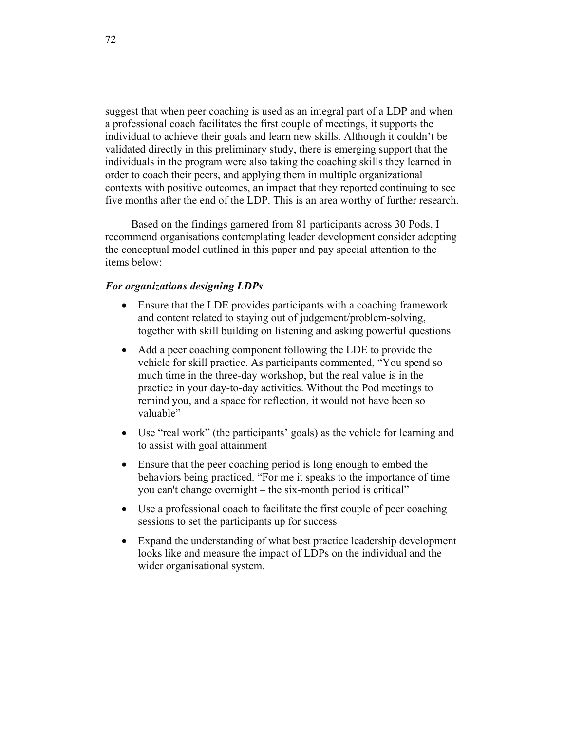suggest that when peer coaching is used as an integral part of a LDP and when a professional coach facilitates the first couple of meetings, it supports the individual to achieve their goals and learn new skills. Although it couldn't be validated directly in this preliminary study, there is emerging support that the individuals in the program were also taking the coaching skills they learned in order to coach their peers, and applying them in multiple organizational contexts with positive outcomes, an impact that they reported continuing to see five months after the end of the LDP. This is an area worthy of further research.

Based on the findings garnered from 81 participants across 30 Pods, I recommend organisations contemplating leader development consider adopting the conceptual model outlined in this paper and pay special attention to the items below:

***For organizations designing LDPs***

- Ensure that the LDE provides participants with a coaching framework and content related to staying out of judgement/problem-solving, together with skill building on listening and asking powerful questions
- Add a peer coaching component following the LDE to provide the vehicle for skill practice. As participants commented, "You spend so much time in the three-day workshop, but the real value is in the practice in your day-to-day activities. Without the Pod meetings to remind you, and a space for reflection, it would not have been so valuable"
- Use "real work" (the participants' goals) as the vehicle for learning and to assist with goal attainment
- Ensure that the peer coaching period is long enough to embed the behaviors being practiced. "For me it speaks to the importance of time – you can't change overnight – the six-month period is critical"
- Use a professional coach to facilitate the first couple of peer coaching sessions to set the participants up for success
- Expand the understanding of what best practice leadership development looks like and measure the impact of LDPs on the individual and the wider organisational system.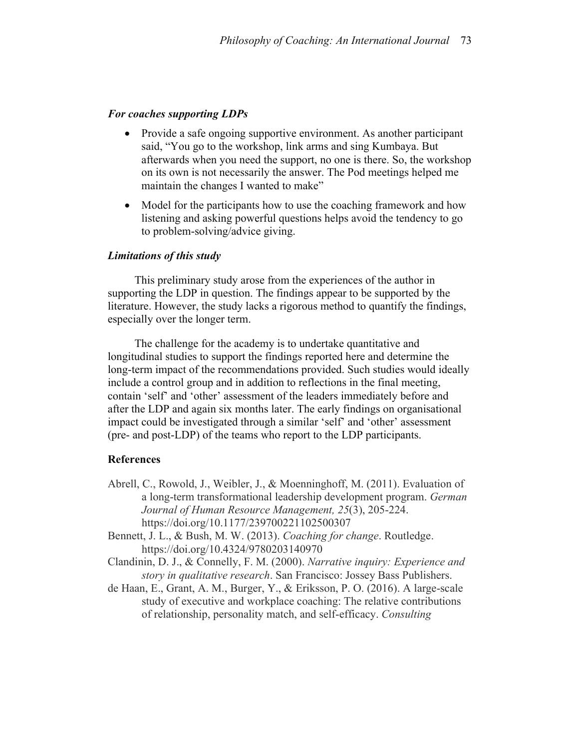### *For coaches supporting LDPs*

- Provide a safe ongoing supportive environment. As another participant said, "You go to the workshop, link arms and sing Kumbaya. But afterwards when you need the support, no one is there. So, the workshop on its own is not necessarily the answer. The Pod meetings helped me maintain the changes I wanted to make"
- Model for the participants how to use the coaching framework and how listening and asking powerful questions helps avoid the tendency to go to problem-solving/advice giving.

### *Limitations of this study*

This preliminary study arose from the experiences of the author in supporting the LDP in question. The findings appear to be supported by the literature. However, the study lacks a rigorous method to quantify the findings, especially over the longer term.

The challenge for the academy is to undertake quantitative and longitudinal studies to support the findings reported here and determine the long-term impact of the recommendations provided. Such studies would ideally include a control group and in addition to reflections in the final meeting, contain 'self' and 'other' assessment of the leaders immediately before and after the LDP and again six months later. The early findings on organisational impact could be investigated through a similar 'self' and 'other' assessment (pre- and post-LDP) of the teams who report to the LDP participants.

## References

Abrell, C., Rowold, J., Weibler, J., & Moenninghoff, M. (2011). Evaluation of a long-term transformational leadership development program. *German Journal of Human Resource Management, 25*(3), 205-224. https://doi.org/10.1177/239700221102500307

Bennett, J. L., & Bush, M. W. (2013). *Coaching for change*. Routledge. https://doi.org/10.4324/9780203140970

Clandinin, D. J., & Connelly, F. M. (2000). *Narrative inquiry: Experience and story in qualitative research*. San Francisco: Jossey Bass Publishers.

de Haan, E., Grant, A. M., Burger, Y., & Eriksson, P. O. (2016). A large-scale study of executive and workplace coaching: The relative contributions of relationship, personality match, and self-efficacy. *Consulting*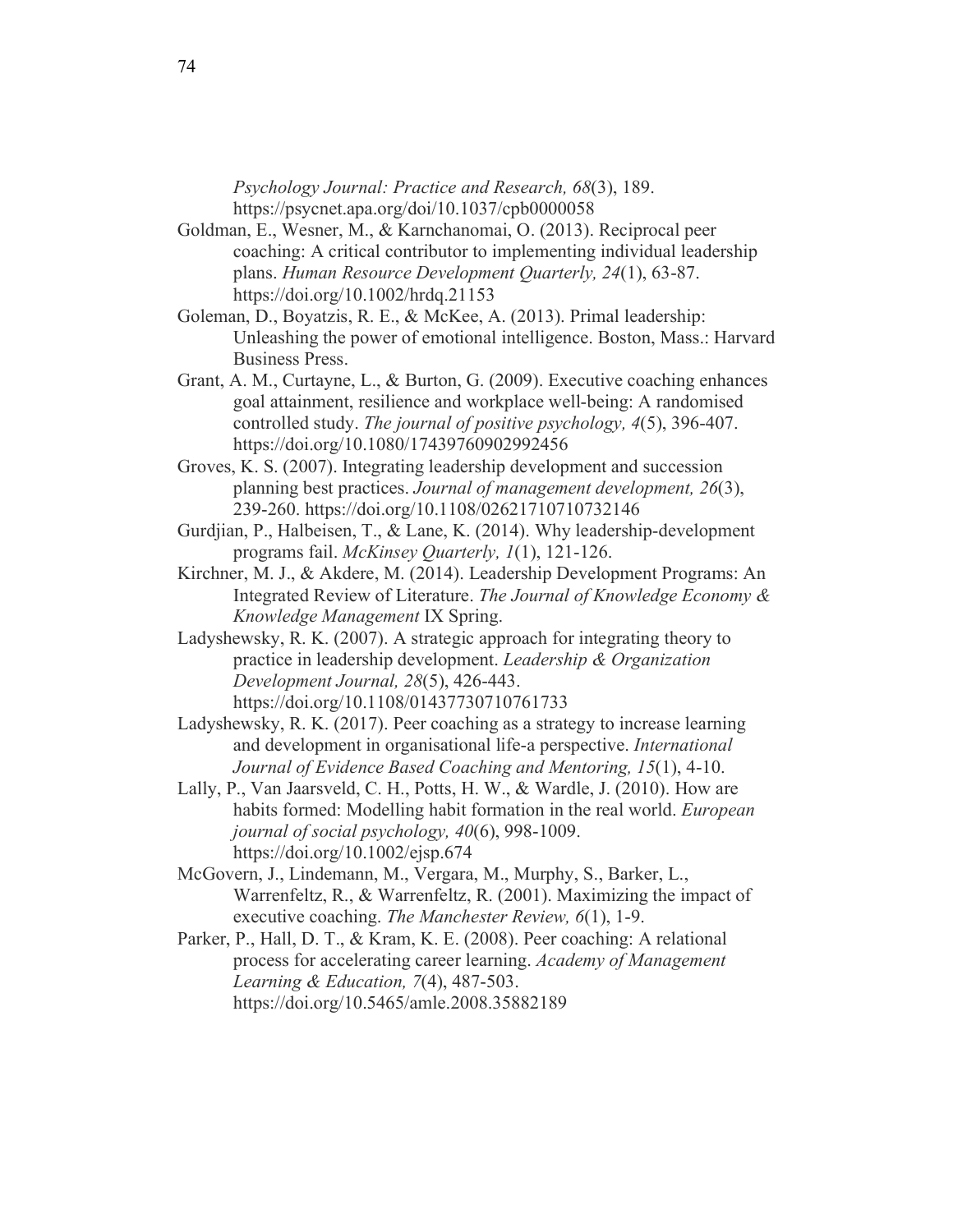*Psychology Journal: Practice and Research, 68*(3), 189. https://psycnet.apa.org/doi/10.1037/cpb0000058

Goldman, E., Wesner, M., & Karnchanomai, O. (2013). Reciprocal peer coaching: A critical contributor to implementing individual leadership plans. *Human Resource Development Quarterly, 24*(1), 63-87. https://doi.org/10.1002/hrdq.21153

Goleman, D., Boyatzis, R. E., & McKee, A. (2013). Primal leadership: Unleashing the power of emotional intelligence. Boston, Mass.: Harvard Business Press.

Grant, A. M., Curtayne, L., & Burton, G. (2009). Executive coaching enhances goal attainment, resilience and workplace well-being: A randomised controlled study. *The journal of positive psychology, 4*(5), 396-407. https://doi.org/10.1080/17439760902992456

Groves, K. S. (2007). Integrating leadership development and succession planning best practices. *Journal of management development, 26*(3), 239-260. https://doi.org/10.1108/02621710710732146

Gurdjian, P., Halbeisen, T., & Lane, K. (2014). Why leadership-development programs fail. *McKinsey Quarterly, 1*(1), 121-126.

Kirchner, M. J., & Akdere, M. (2014). Leadership Development Programs: An Integrated Review of Literature. *The Journal of Knowledge Economy & Knowledge Management* IX Spring.

Ladyshewsky, R. K. (2007). A strategic approach for integrating theory to practice in leadership development. *Leadership & Organization Development Journal, 28*(5), 426-443. https://doi.org/10.1108/01437730710761733

Ladyshewsky, R. K. (2017). Peer coaching as a strategy to increase learning and development in organisational life-a perspective. *International Journal of Evidence Based Coaching and Mentoring, 15*(1), 4-10.

Lally, P., Van Jaarsveld, C. H., Potts, H. W., & Wardle, J. (2010). How are habits formed: Modelling habit formation in the real world. *European journal of social psychology, 40*(6), 998-1009. https://doi.org/10.1002/ejsp.674

McGovern, J., Lindemann, M., Vergara, M., Murphy, S., Barker, L., Warrenfeltz, R., & Warrenfeltz, R. (2001). Maximizing the impact of executive coaching. *The Manchester Review, 6*(1), 1-9.

Parker, P., Hall, D. T., & Kram, K. E. (2008). Peer coaching: A relational process for accelerating career learning. *Academy of Management Learning & Education, 7*(4), 487-503. https://doi.org/10.5465/amle.2008.35882189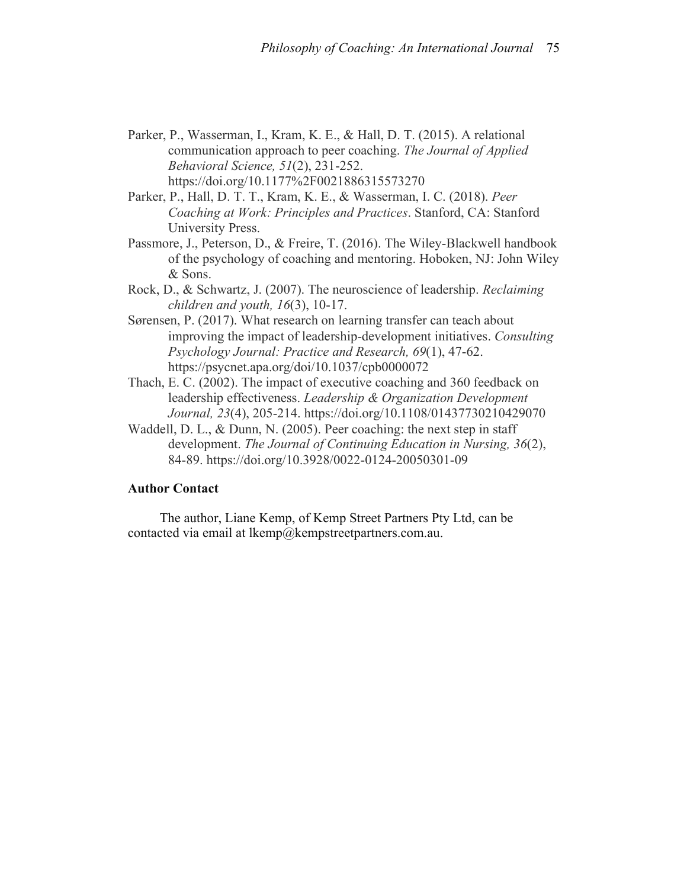Parker, P., Wasserman, I., Kram, K. E., & Hall, D. T. (2015). A relational communication approach to peer coaching. *The Journal of Applied Behavioral Science, 51*(2), 231-252. https://doi.org/10.1177%2F0021886315573270

Parker, P., Hall, D. T. T., Kram, K. E., & Wasserman, I. C. (2018). *Peer Coaching at Work: Principles and Practices*. Stanford, CA: Stanford University Press.

Passmore, J., Peterson, D., & Freire, T. (2016). The Wiley-Blackwell handbook of the psychology of coaching and mentoring. Hoboken, NJ: John Wiley & Sons.

Rock, D., & Schwartz, J. (2007). The neuroscience of leadership. *Reclaiming children and youth, 16*(3), 10-17.

Sørensen, P. (2017). What research on learning transfer can teach about improving the impact of leadership-development initiatives. *Consulting Psychology Journal: Practice and Research, 69*(1), 47-62. https://psycnet.apa.org/doi/10.1037/cpb0000072

Thach, E. C. (2002). The impact of executive coaching and 360 feedback on leadership effectiveness. *Leadership & Organization Development Journal, 23*(4), 205-214. https://doi.org/10.1108/01437730210429070

Waddell, D. L., & Dunn, N. (2005). Peer coaching: the next step in staff development. *The Journal of Continuing Education in Nursing, 36*(2), 84-89. https://doi.org/10.3928/0022-0124-20050301-09

**Author Contact**

The author, Liane Kemp, of Kemp Street Partners Pty Ltd, can be contacted via email at lkemp@kempstreetpartners.com.au.